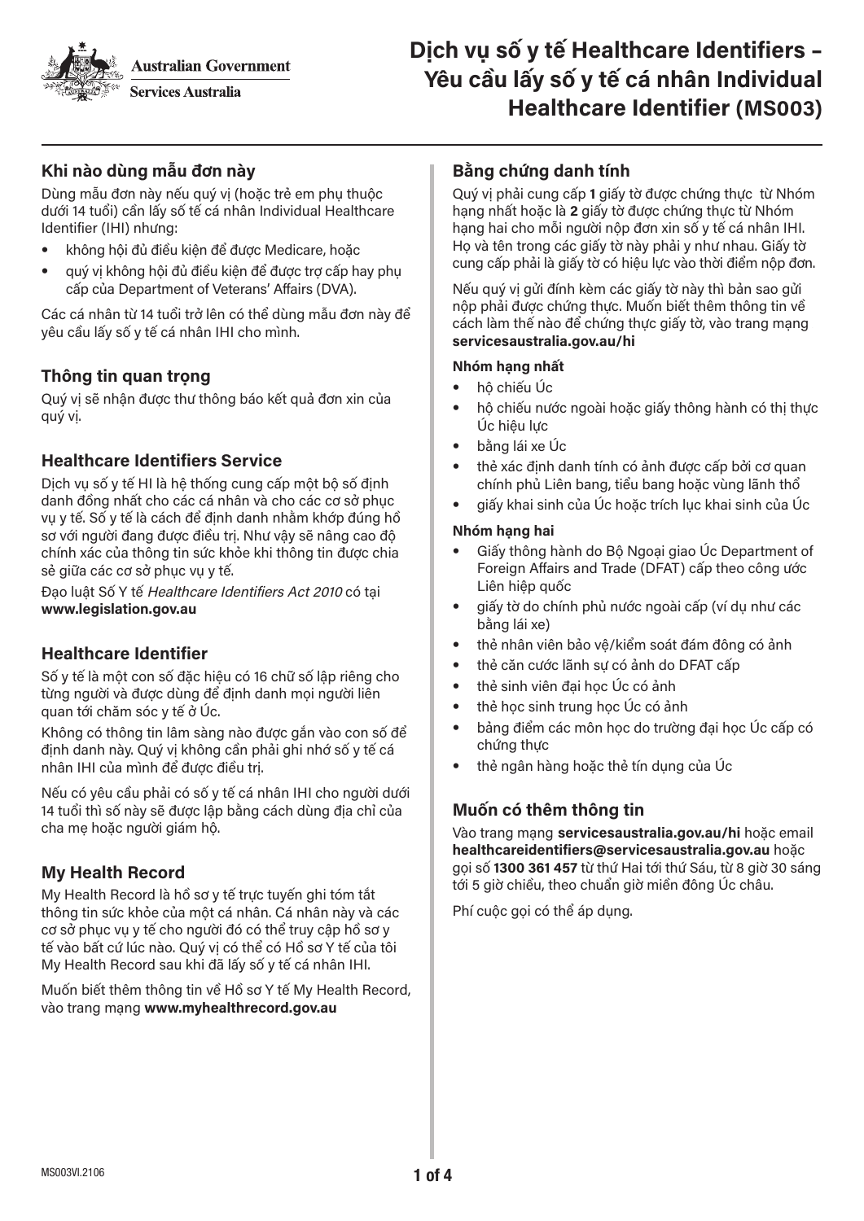Australian Government
Services Australia

# Dịch vụ số y tế Healthcare Identifiers – Yêu cầu lấy số y tế cá nhân Individual Healthcare Identifier (MS003)

## Khi nào dùng mẫu đơn này

Dùng mẫu đơn này nếu quý vị (hoặc trẻ em phụ thuộc dưới 14 tuổi) cần lấy số tế cá nhân Individual Healthcare Identifier (IHI) nhưng:

- không hội đủ điều kiện để được Medicare, hoặc
- quý vị không hội đủ điều kiện để được trợ cấp hay phụ cấp của Department of Veterans' Affairs (DVA).

Các cá nhân từ 14 tuổi trở lên có thể dùng mẫu đơn này để yêu cầu lấy số y tế cá nhân IHI cho mình.

## Thông tin quan trọng

Quý vị sẽ nhận được thư thông báo kết quả đơn xin của quý vị.

## Healthcare Identifiers Service

Dịch vụ số y tế HI là hệ thống cung cấp một bộ số định danh đồng nhất cho các cá nhân và cho các cơ sở phục vụ y tế. Số y tế là cách để định danh nhằm khớp đúng hồ sơ với người đang được điều trị. Như vậy sẽ nâng cao độ chính xác của thông tin sức khỏe khi thông tin được chia sẻ giữa các cơ sở phục vụ y tế.

Đạo luật Số Y tế *Healthcare Identifiers Act 2010* có tại **www.legislation.gov.au**

## Healthcare Identifier

Số y tế là một con số đặc hiệu có 16 chữ số lập riêng cho từng người và được dùng để định danh mọi người liên quan tới chăm sóc y tế ở Úc.

Không có thông tin lâm sàng nào được gắn vào con số để định danh này. Quý vị không cần phải ghi nhớ số y tế cá nhân IHI của mình để được điều trị.

Nếu có yêu cầu phải có số y tế cá nhân IHI cho người dưới 14 tuổi thì số này sẽ được lập bằng cách dùng địa chỉ của cha mẹ hoặc người giám hộ.

## My Health Record

My Health Record là hồ sơ y tế trực tuyến ghi tóm tắt thông tin sức khỏe của một cá nhân. Cá nhân này và các cơ sở phục vụ y tế cho người đó có thể truy cập hồ sơ y tế vào bất cứ lúc nào. Quý vị có thể có Hồ sơ Y tế của tôi My Health Record sau khi đã lấy số y tế cá nhân IHI.

Muốn biết thêm thông tin về Hồ sơ Y tế My Health Record, vào trang mạng **www.myhealthrecord.gov.au**

## Bằng chứng danh tính

Quý vị phải cung cấp **1** giấy tờ được chứng thực từ Nhóm hạng nhất hoặc là **2** giấy tờ được chứng thực từ Nhóm hạng hai cho mỗi người nộp đơn xin số y tế cá nhân IHI. Họ và tên trong các giấy tờ này phải y như nhau. Giấy tờ cung cấp phải là giấy tờ có hiệu lực vào thời điểm nộp đơn.

Nếu quý vị gửi đính kèm các giấy tờ này thì bản sao gửi nộp phải được chứng thực. Muốn biết thêm thông tin về cách làm thế nào để chứng thực giấy tờ, vào trang mạng **servicesaustralia.gov.au/hi**

**Nhóm hạng nhất**

- hộ chiếu Úc
- hộ chiếu nước ngoài hoặc giấy thông hành có thị thực Úc hiệu lực
- bằng lái xe Úc
- thẻ xác định danh tính có ảnh được cấp bởi cơ quan chính phủ Liên bang, tiểu bang hoặc vùng lãnh thổ
- giấy khai sinh của Úc hoặc trích lục khai sinh của Úc

**Nhóm hạng hai**

- Giấy thông hành do Bộ Ngoại giao Úc Department of Foreign Affairs and Trade (DFAT) cấp theo công ước Liên hiệp quốc
- giấy tờ do chính phủ nước ngoài cấp (ví dụ như các bằng lái xe)
- thẻ nhân viên bảo vệ/kiểm soát đám đông có ảnh
- thẻ căn cước lãnh sự có ảnh do DFAT cấp
- thẻ sinh viên đại học Úc có ảnh
- thẻ học sinh trung học Úc có ảnh
- bảng điểm các môn học do trường đại học Úc cấp có chứng thực
- thẻ ngân hàng hoặc thẻ tín dụng của Úc

## Muốn có thêm thông tin

Vào trang mạng **servicesaustralia.gov.au/hi** hoặc email **healthcareidentifiers@servicesaustralia.gov.au** hoặc gọi số **1300 361 457** từ thứ Hai tới thứ Sáu, từ 8 giờ 30 sáng tới 5 giờ chiều, theo chuẩn giờ miền đông Úc châu.

Phí cuộc gọi có thể áp dụng.

MS003VI.2106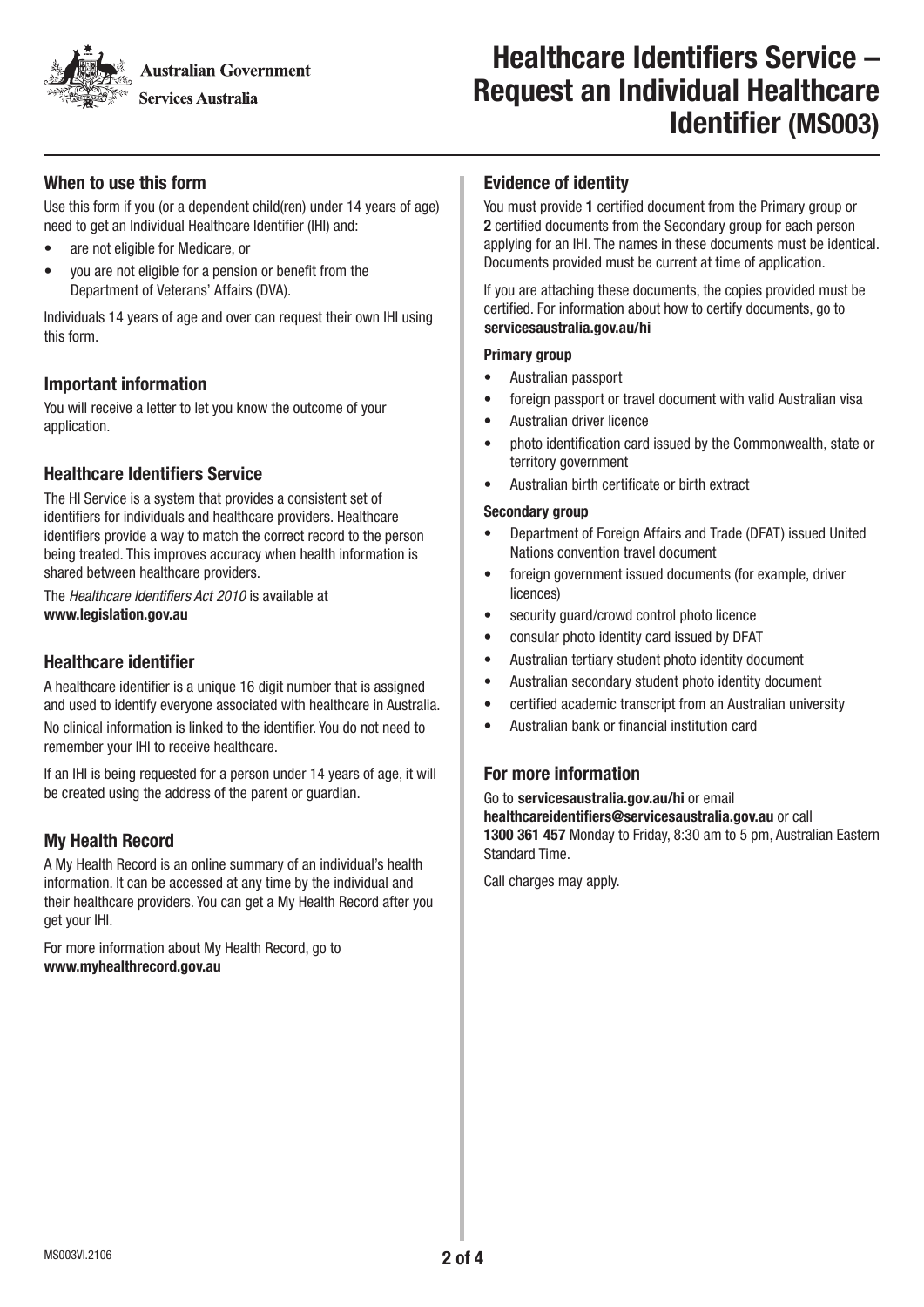# Healthcare Identifiers Service – Request an Individual Healthcare Identifier (MS003)

## When to use this form

Use this form if you (or a dependent child(ren) under 14 years of age) need to get an Individual Healthcare Identifier (IHI) and:

- are not eligible for Medicare, or
- you are not eligible for a pension or benefit from the Department of Veterans' Affairs (DVA).

Individuals 14 years of age and over can request their own IHI using this form.

## Important information

You will receive a letter to let you know the outcome of your application.

## Healthcare Identifiers Service

The HI Service is a system that provides a consistent set of identifiers for individuals and healthcare providers. Healthcare identifiers provide a way to match the correct record to the person being treated. This improves accuracy when health information is shared between healthcare providers.

The *Healthcare Identifiers Act 2010* is available at **www.legislation.gov.au**

## Healthcare identifier

A healthcare identifier is a unique 16 digit number that is assigned and used to identify everyone associated with healthcare in Australia.

No clinical information is linked to the identifier. You do not need to remember your IHI to receive healthcare.

If an IHI is being requested for a person under 14 years of age, it will be created using the address of the parent or guardian.

## My Health Record

A My Health Record is an online summary of an individual's health information. It can be accessed at any time by the individual and their healthcare providers. You can get a My Health Record after you get your IHI.

For more information about My Health Record, go to **www.myhealthrecord.gov.au**

## Evidence of identity

You must provide **1** certified document from the Primary group or **2** certified documents from the Secondary group for each person applying for an IHI. The names in these documents must be identical. Documents provided must be current at time of application.

If you are attaching these documents, the copies provided must be certified. For information about how to certify documents, go to **servicesaustralia.gov.au/hi**

**Primary group**

- Australian passport
- foreign passport or travel document with valid Australian visa
- Australian driver licence
- photo identification card issued by the Commonwealth, state or territory government
- Australian birth certificate or birth extract

**Secondary group**

- Department of Foreign Affairs and Trade (DFAT) issued United Nations convention travel document
- foreign government issued documents (for example, driver licences)
- security guard/crowd control photo licence
- consular photo identity card issued by DFAT
- Australian tertiary student photo identity document
- Australian secondary student photo identity document
- certified academic transcript from an Australian university
- Australian bank or financial institution card

## For more information

Go to **servicesaustralia.gov.au/hi** or email **healthcareidentifiers@servicesaustralia.gov.au** or call **1300 361 457** Monday to Friday, 8:30 am to 5 pm, Australian Eastern Standard Time.

Call charges may apply.

MS003VI.2106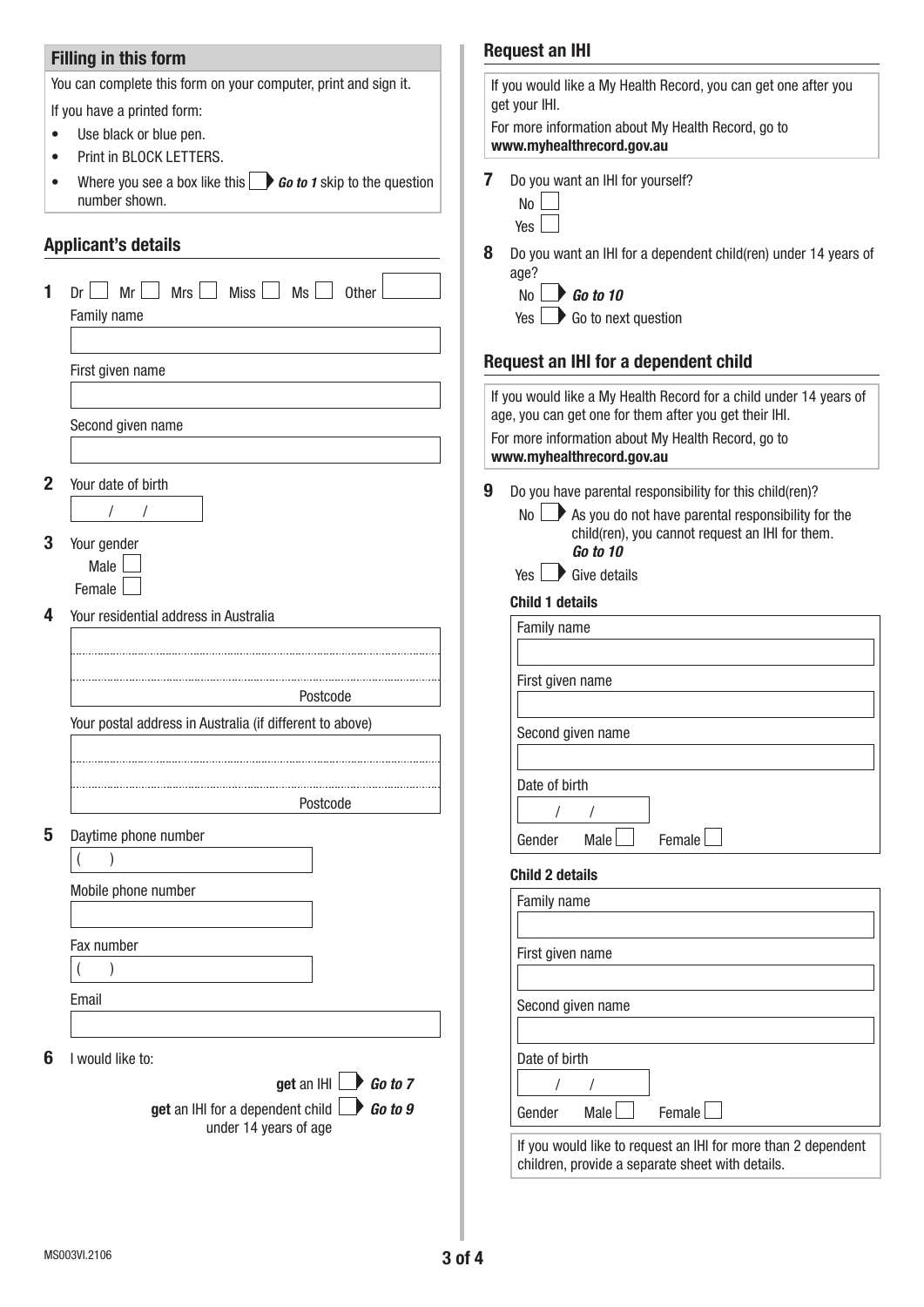## Filling in this form

You can complete this form on your computer, print and sign it.

If you have a printed form:

- Use black or blue pen.
- Print in BLOCK LETTERS.
- Where you see a box like this ☐ ▶ ***Go to 1*** skip to the question number shown.

## Applicant's details

**1** Dr ☐ Mr ☐ Mrs ☐ Miss ☐ Ms ☐ Other ______

Family name

First given name

Second given name

**2** Your date of birth

/ /

**3** Your gender

Male ☐

Female ☐

**4** Your residential address in Australia

Postcode

Your postal address in Australia (if different to above)

Postcode

**5** Daytime phone number

( )

Mobile phone number

Fax number

( )

Email

**6** I would like to:

**get** an IHI ☐ ▶ ***Go to 7***

**get** an IHI for a dependent child under 14 years of age ☐ ▶ ***Go to 9***

## Request an IHI

If you would like a My Health Record, you can get one after you get your IHI.

For more information about My Health Record, go to **www.myhealthrecord.gov.au**

**7** Do you want an IHI for yourself?

No ☐

Yes ☐

**8** Do you want an IHI for a dependent child(ren) under 14 years of age?

No ☐ ▶ ***Go to 10***

Yes ☐ ▶ Go to next question

## Request an IHI for a dependent child

If you would like a My Health Record for a child under 14 years of age, you can get one for them after you get their IHI.

For more information about My Health Record, go to **www.myhealthrecord.gov.au**

**9** Do you have parental responsibility for this child(ren)?

No ☐ ▶ As you do not have parental responsibility for the child(ren), you cannot request an IHI for them. ***Go to 10***

Yes ☐ ▶ Give details

**Child 1 details**

Family name

First given name

Second given name

Date of birth

/ /

Gender Male ☐ Female ☐

**Child 2 details**

Family name

First given name

Second given name

Date of birth

/ /

Gender Male ☐ Female ☐

If you would like to request an IHI for more than 2 dependent children, provide a separate sheet with details.

MS003VI.2106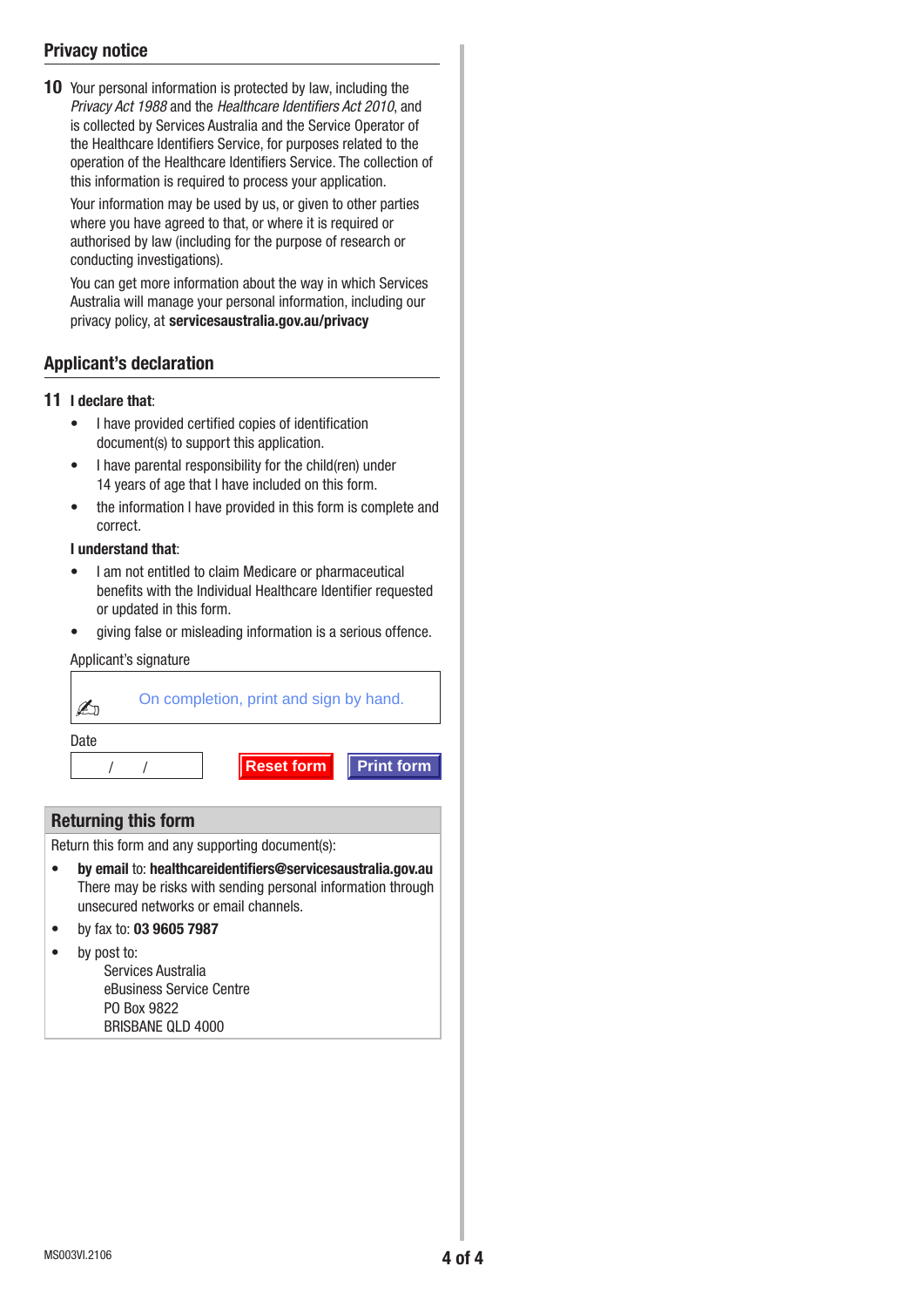## Privacy notice

**10** Your personal information is protected by law, including the *Privacy Act 1988* and the *Healthcare Identifiers Act 2010*, and is collected by Services Australia and the Service Operator of the Healthcare Identifiers Service, for purposes related to the operation of the Healthcare Identifiers Service. The collection of this information is required to process your application.

Your information may be used by us, or given to other parties where you have agreed to that, or where it is required or authorised by law (including for the purpose of research or conducting investigations).

You can get more information about the way in which Services Australia will manage your personal information, including our privacy policy, at **servicesaustralia.gov.au/privacy**

## Applicant's declaration

**11** **I declare that**:

- I have provided certified copies of identification document(s) to support this application.
- I have parental responsibility for the child(ren) under 14 years of age that I have included on this form.
- the information I have provided in this form is complete and correct.

**I understand that**:

- I am not entitled to claim Medicare or pharmaceutical benefits with the Individual Healthcare Identifier requested or updated in this form.
- giving false or misleading information is a serious offence.

Applicant's signature

On completion, print and sign by hand.

Date

/ /

Reset form

Print form

## Returning this form

Return this form and any supporting document(s):

- **by email** to: **healthcareidentifiers@servicesaustralia.gov.au**
  There may be risks with sending personal information through unsecured networks or email channels.
- by fax to: **03 9605 7987**
- by post to:
  Services Australia
  eBusiness Service Centre
  PO Box 9822
  BRISBANE QLD 4000

MS003VI.2106